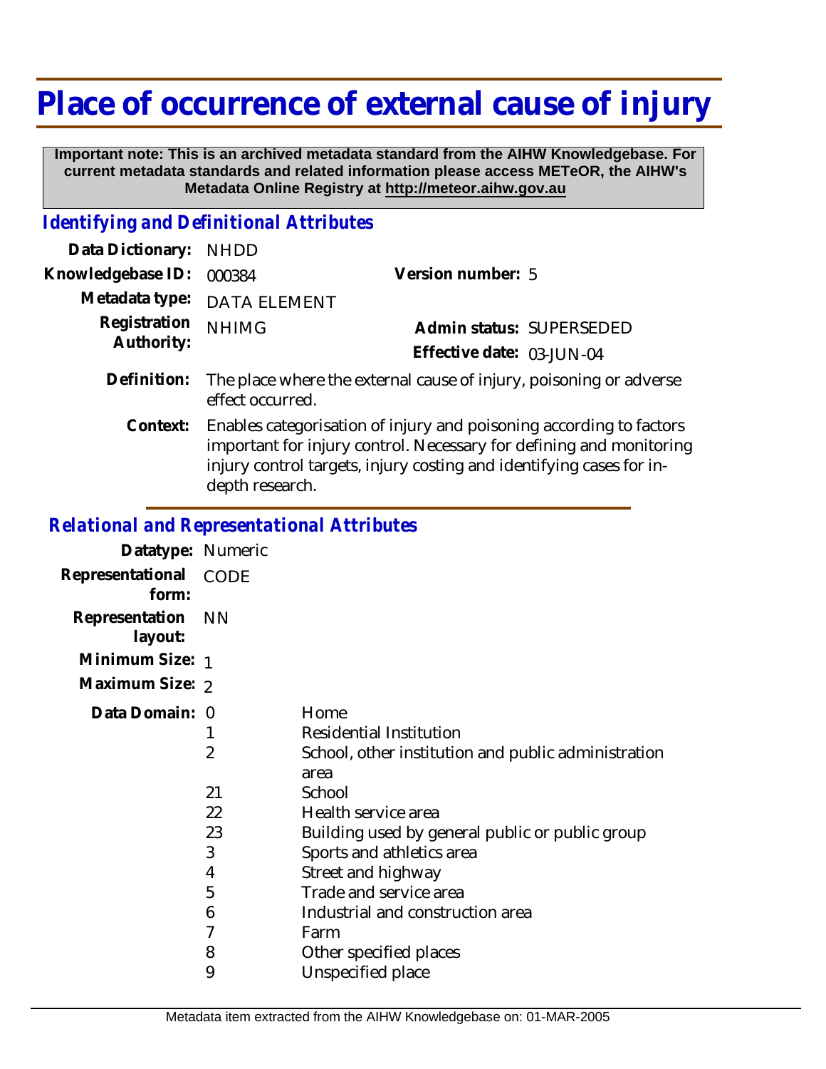# Place of occurrence of external cause of injury

**Important note: This is an archived metadata standard from the AIHW Knowledgebase. For current metadata standards and related information please access METeOR, the AIHW's Metadata Online Registry at http://meteor.aihw.gov.au**

## Identifying and Definitional Attributes

| | | | |
|---|---|---|---|
| Data Dictionary: | NHDD | | |
| Knowledgebase ID: | 000384 | Version number: | 5 |
| Metadata type: | DATA ELEMENT | | |
| Registration Authority: | NHIMG | Admin status: | SUPERSEDED |
| | | Effective date: | 03-JUN-04 |

**Definition:** The place where the external cause of injury, poisoning or adverse effect occurred.

**Context:** Enables categorisation of injury and poisoning according to factors important for injury control. Necessary for defining and monitoring injury control targets, injury costing and identifying cases for in-depth research.

## Relational and Representational Attributes

**Datatype:** Numeric

**Representational form:** CODE

**Representation layout:** NN

**Minimum Size:** 1

**Maximum Size:** 2

**Data Domain:**

| Code | Description |
|---|---|
| 0 | Home |
| 1 | Residential Institution |
| 2 | School, other institution and public administration area |
| 21 | School |
| 22 | Health service area |
| 23 | Building used by general public or public group |
| 3 | Sports and athletics area |
| 4 | Street and highway |
| 5 | Trade and service area |
| 6 | Industrial and construction area |
| 7 | Farm |
| 8 | Other specified places |
| 9 | Unspecified place |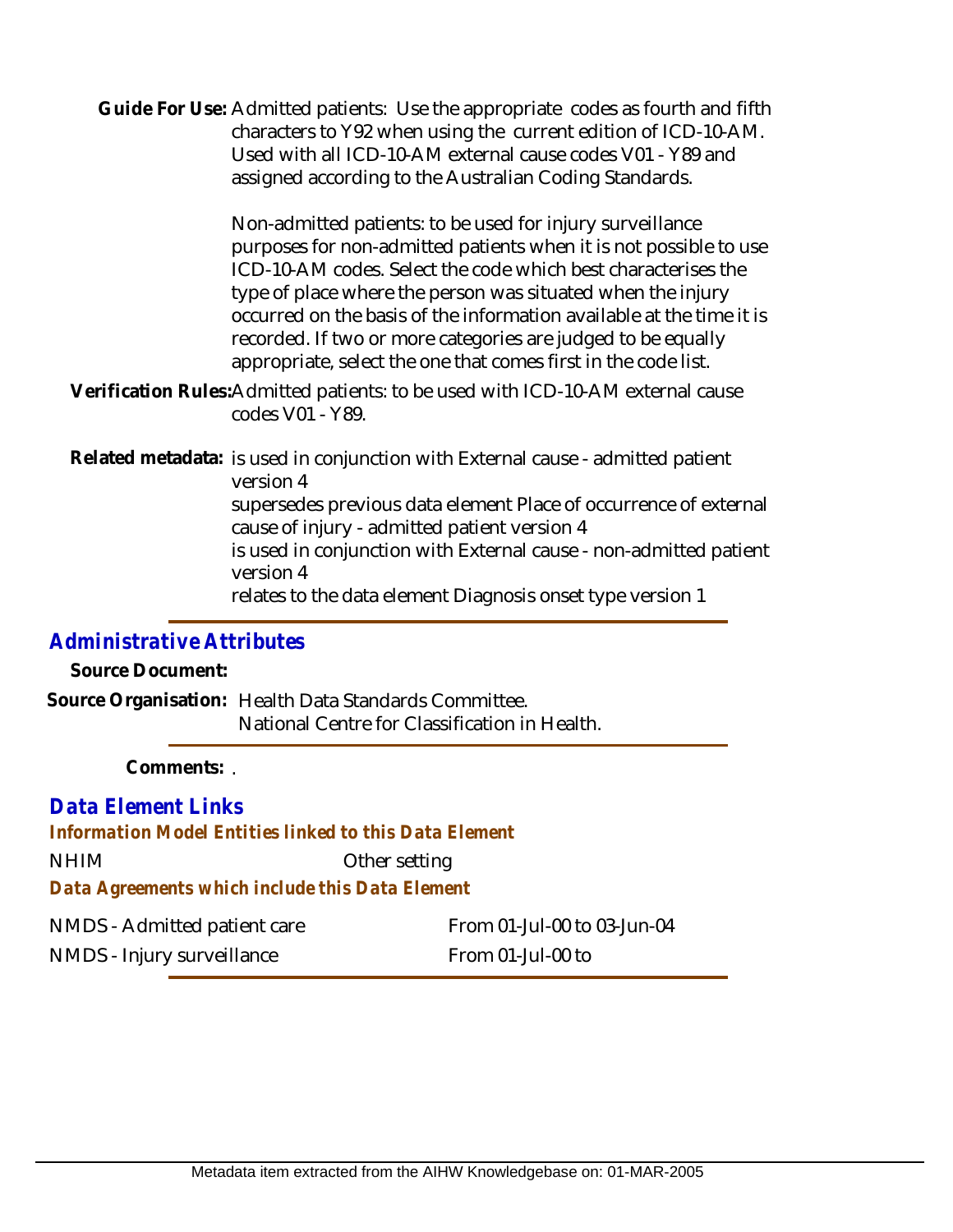**Guide For Use:** Admitted patients: Use the appropriate codes as fourth and fifth characters to Y92 when using the current edition of ICD-10-AM. Used with all ICD-10-AM external cause codes V01 - Y89 and assigned according to the Australian Coding Standards.

Non-admitted patients: to be used for injury surveillance purposes for non-admitted patients when it is not possible to use ICD-10-AM codes. Select the code which best characterises the type of place where the person was situated when the injury occurred on the basis of the information available at the time it is recorded. If two or more categories are judged to be equally appropriate, select the one that comes first in the code list.

**Verification Rules:** Admitted patients: to be used with ICD-10-AM external cause codes V01 - Y89.

**Related metadata:** is used in conjunction with External cause - admitted patient version 4
supersedes previous data element Place of occurrence of external cause of injury - admitted patient version 4
is used in conjunction with External cause - non-admitted patient version 4
relates to the data element Diagnosis onset type version 1

## Administrative Attributes

**Source Document:**

**Source Organisation:** Health Data Standards Committee.
National Centre for Classification in Health.

**Comments:** .

## Data Element Links

### Information Model Entities linked to this Data Element

| | |
|---|---|
| NHIM | Other setting |

### Data Agreements which include this Data Element

| | |
|---|---|
| NMDS - Admitted patient care | From 01-Jul-00 to 03-Jun-04 |
| NMDS - Injury surveillance | From 01-Jul-00 to |

Metadata item extracted from the AIHW Knowledgebase on: 01-MAR-2005